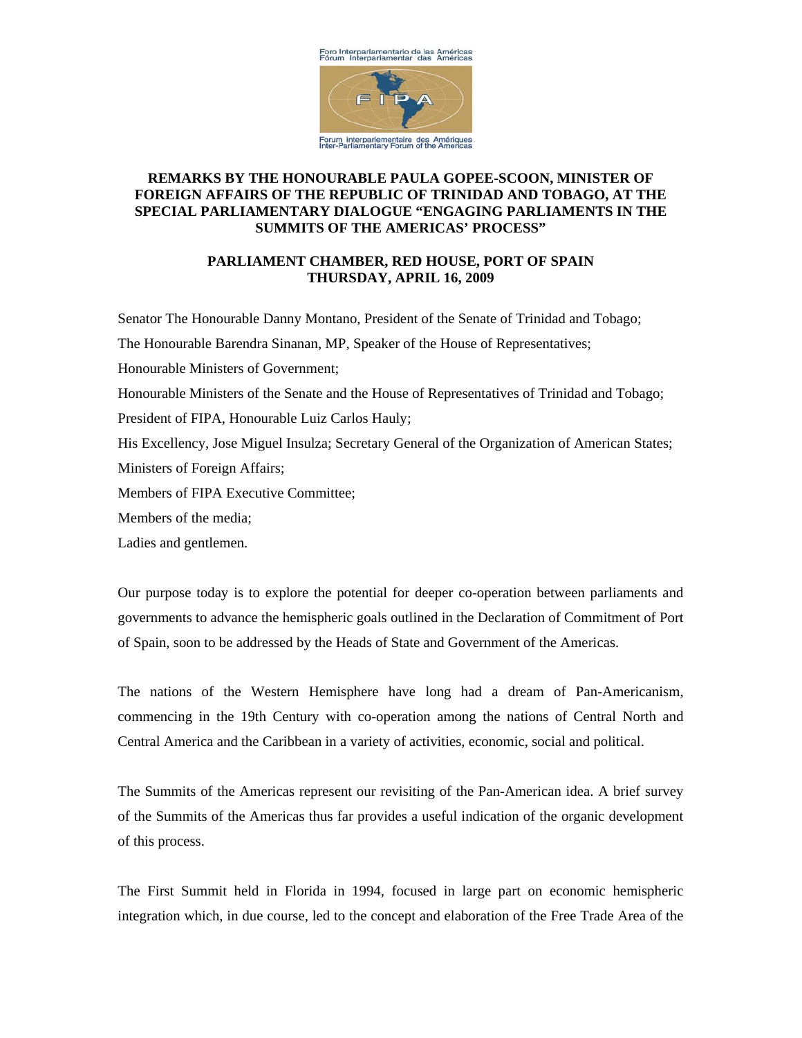Foro Interparlamentario de las Américas
Fórum Interparlamentar das Américas

FIPA

Forum interparlementaire des Amériques
Inter-Parliamentary Forum of the Americas

**REMARKS BY THE HONOURABLE PAULA GOPEE-SCOON, MINISTER OF FOREIGN AFFAIRS OF THE REPUBLIC OF TRINIDAD AND TOBAGO, AT THE SPECIAL PARLIAMENTARY DIALOGUE "ENGAGING PARLIAMENTS IN THE SUMMITS OF THE AMERICAS' PROCESS"**

**PARLIAMENT CHAMBER, RED HOUSE, PORT OF SPAIN**
**THURSDAY, APRIL 16, 2009**

Senator The Honourable Danny Montano, President of the Senate of Trinidad and Tobago;

The Honourable Barendra Sinanan, MP, Speaker of the House of Representatives;

Honourable Ministers of Government;

Honourable Ministers of the Senate and the House of Representatives of Trinidad and Tobago;

President of FIPA, Honourable Luiz Carlos Hauly;

His Excellency, Jose Miguel Insulza; Secretary General of the Organization of American States;

Ministers of Foreign Affairs;

Members of FIPA Executive Committee;

Members of the media;

Ladies and gentlemen.

Our purpose today is to explore the potential for deeper co-operation between parliaments and governments to advance the hemispheric goals outlined in the Declaration of Commitment of Port of Spain, soon to be addressed by the Heads of State and Government of the Americas.

The nations of the Western Hemisphere have long had a dream of Pan-Americanism, commencing in the 19th Century with co-operation among the nations of Central North and Central America and the Caribbean in a variety of activities, economic, social and political.

The Summits of the Americas represent our revisiting of the Pan-American idea. A brief survey of the Summits of the Americas thus far provides a useful indication of the organic development of this process.

The First Summit held in Florida in 1994, focused in large part on economic hemispheric integration which, in due course, led to the concept and elaboration of the Free Trade Area of the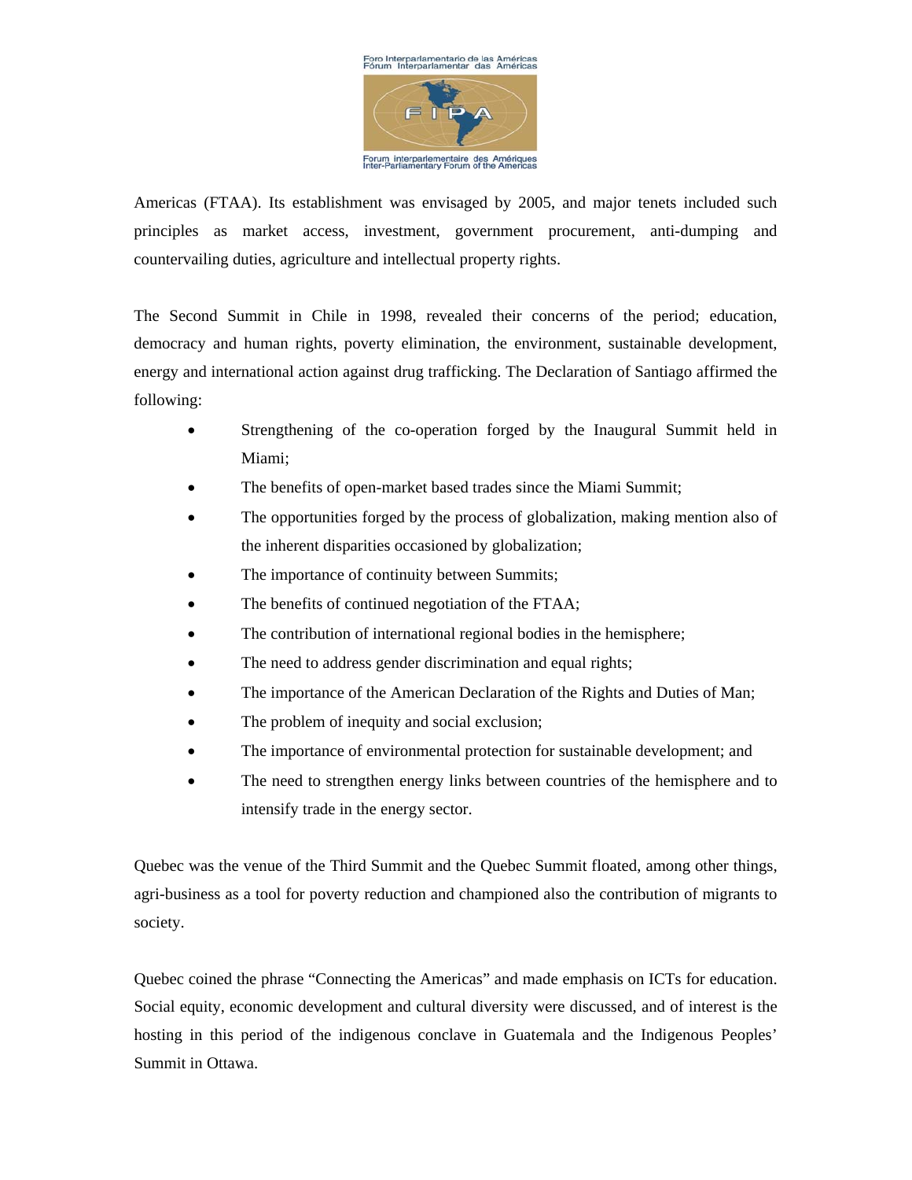Americas (FTAA). Its establishment was envisaged by 2005, and major tenets included such principles as market access, investment, government procurement, anti-dumping and countervailing duties, agriculture and intellectual property rights.

The Second Summit in Chile in 1998, revealed their concerns of the period; education, democracy and human rights, poverty elimination, the environment, sustainable development, energy and international action against drug trafficking. The Declaration of Santiago affirmed the following:

- Strengthening of the co-operation forged by the Inaugural Summit held in Miami;
- The benefits of open-market based trades since the Miami Summit;
- The opportunities forged by the process of globalization, making mention also of the inherent disparities occasioned by globalization;
- The importance of continuity between Summits;
- The benefits of continued negotiation of the FTAA;
- The contribution of international regional bodies in the hemisphere;
- The need to address gender discrimination and equal rights;
- The importance of the American Declaration of the Rights and Duties of Man;
- The problem of inequity and social exclusion;
- The importance of environmental protection for sustainable development; and
- The need to strengthen energy links between countries of the hemisphere and to intensify trade in the energy sector.

Quebec was the venue of the Third Summit and the Quebec Summit floated, among other things, agri-business as a tool for poverty reduction and championed also the contribution of migrants to society.

Quebec coined the phrase "Connecting the Americas" and made emphasis on ICTs for education. Social equity, economic development and cultural diversity were discussed, and of interest is the hosting in this period of the indigenous conclave in Guatemala and the Indigenous Peoples' Summit in Ottawa.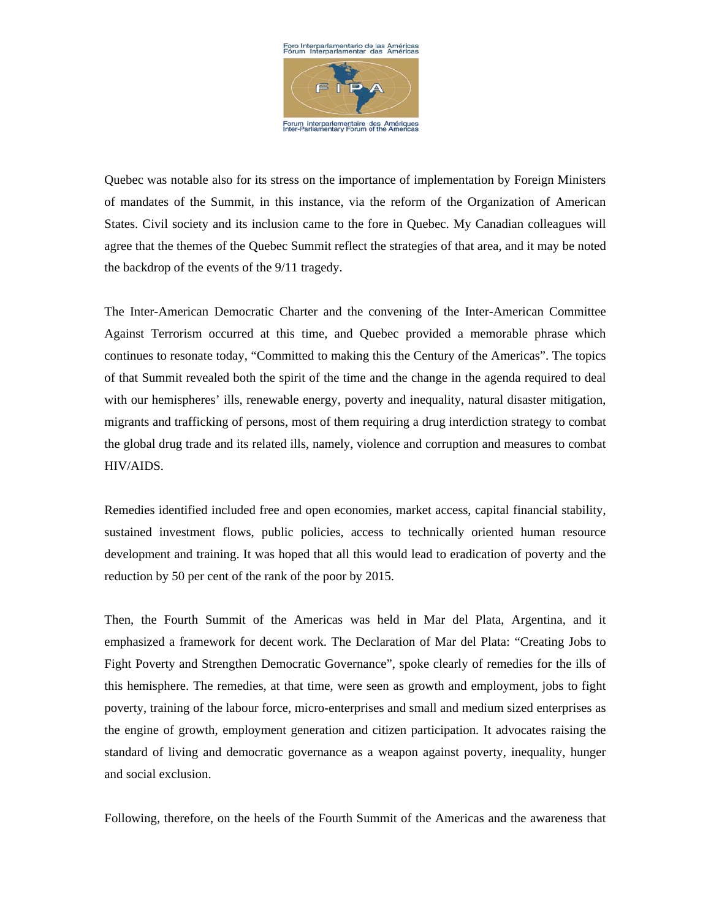Quebec was notable also for its stress on the importance of implementation by Foreign Ministers of mandates of the Summit, in this instance, via the reform of the Organization of American States. Civil society and its inclusion came to the fore in Quebec. My Canadian colleagues will agree that the themes of the Quebec Summit reflect the strategies of that area, and it may be noted the backdrop of the events of the 9/11 tragedy.

The Inter-American Democratic Charter and the convening of the Inter-American Committee Against Terrorism occurred at this time, and Quebec provided a memorable phrase which continues to resonate today, "Committed to making this the Century of the Americas". The topics of that Summit revealed both the spirit of the time and the change in the agenda required to deal with our hemispheres' ills, renewable energy, poverty and inequality, natural disaster mitigation, migrants and trafficking of persons, most of them requiring a drug interdiction strategy to combat the global drug trade and its related ills, namely, violence and corruption and measures to combat HIV/AIDS.

Remedies identified included free and open economies, market access, capital financial stability, sustained investment flows, public policies, access to technically oriented human resource development and training. It was hoped that all this would lead to eradication of poverty and the reduction by 50 per cent of the rank of the poor by 2015.

Then, the Fourth Summit of the Americas was held in Mar del Plata, Argentina, and it emphasized a framework for decent work. The Declaration of Mar del Plata: "Creating Jobs to Fight Poverty and Strengthen Democratic Governance", spoke clearly of remedies for the ills of this hemisphere. The remedies, at that time, were seen as growth and employment, jobs to fight poverty, training of the labour force, micro-enterprises and small and medium sized enterprises as the engine of growth, employment generation and citizen participation. It advocates raising the standard of living and democratic governance as a weapon against poverty, inequality, hunger and social exclusion.

Following, therefore, on the heels of the Fourth Summit of the Americas and the awareness that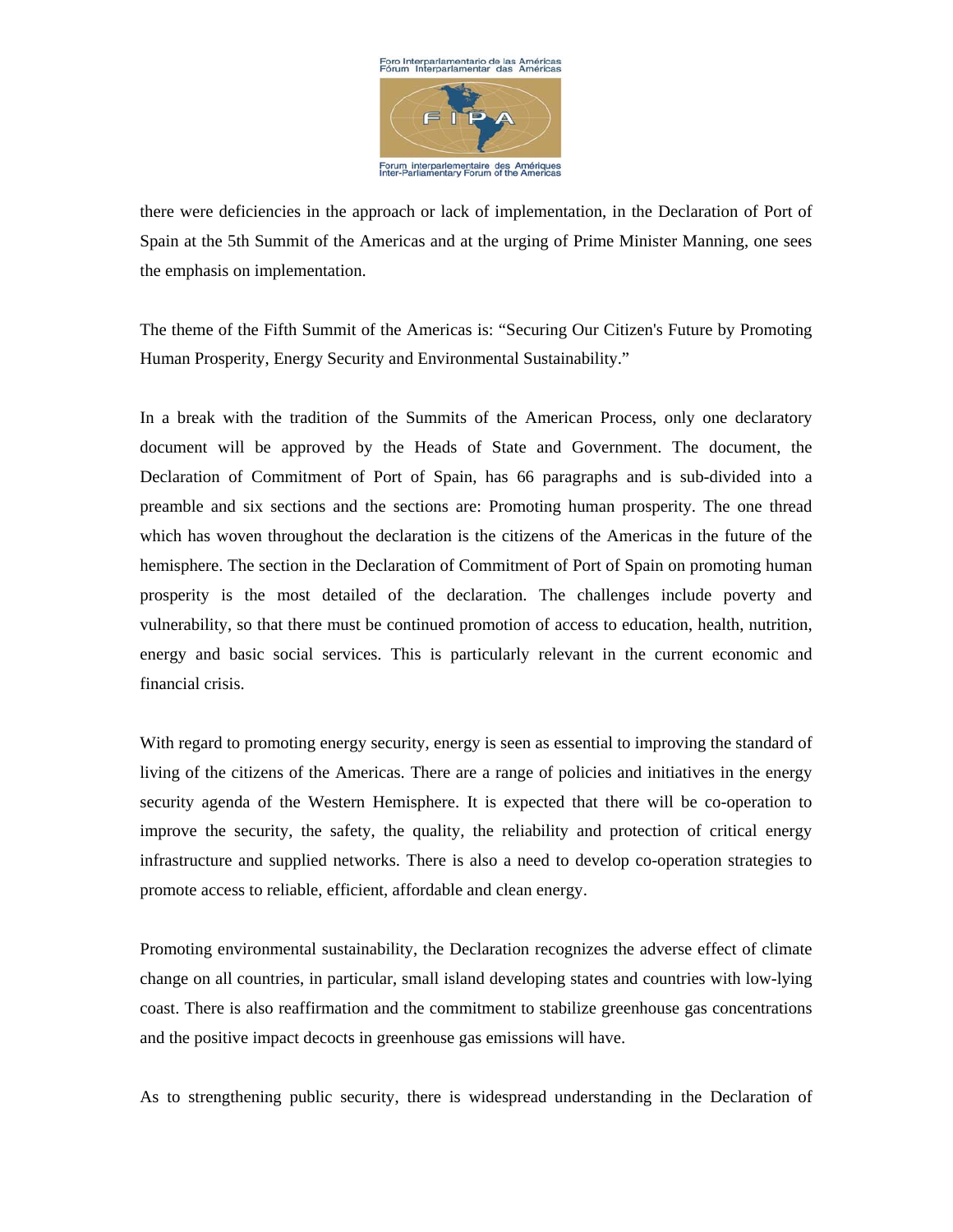there were deficiencies in the approach or lack of implementation, in the Declaration of Port of Spain at the 5th Summit of the Americas and at the urging of Prime Minister Manning, one sees the emphasis on implementation.

The theme of the Fifth Summit of the Americas is: "Securing Our Citizen's Future by Promoting Human Prosperity, Energy Security and Environmental Sustainability."

In a break with the tradition of the Summits of the American Process, only one declaratory document will be approved by the Heads of State and Government. The document, the Declaration of Commitment of Port of Spain, has 66 paragraphs and is sub-divided into a preamble and six sections and the sections are: Promoting human prosperity. The one thread which has woven throughout the declaration is the citizens of the Americas in the future of the hemisphere. The section in the Declaration of Commitment of Port of Spain on promoting human prosperity is the most detailed of the declaration. The challenges include poverty and vulnerability, so that there must be continued promotion of access to education, health, nutrition, energy and basic social services. This is particularly relevant in the current economic and financial crisis.

With regard to promoting energy security, energy is seen as essential to improving the standard of living of the citizens of the Americas. There are a range of policies and initiatives in the energy security agenda of the Western Hemisphere. It is expected that there will be co-operation to improve the security, the safety, the quality, the reliability and protection of critical energy infrastructure and supplied networks. There is also a need to develop co-operation strategies to promote access to reliable, efficient, affordable and clean energy.

Promoting environmental sustainability, the Declaration recognizes the adverse effect of climate change on all countries, in particular, small island developing states and countries with low-lying coast. There is also reaffirmation and the commitment to stabilize greenhouse gas concentrations and the positive impact decocts in greenhouse gas emissions will have.

As to strengthening public security, there is widespread understanding in the Declaration of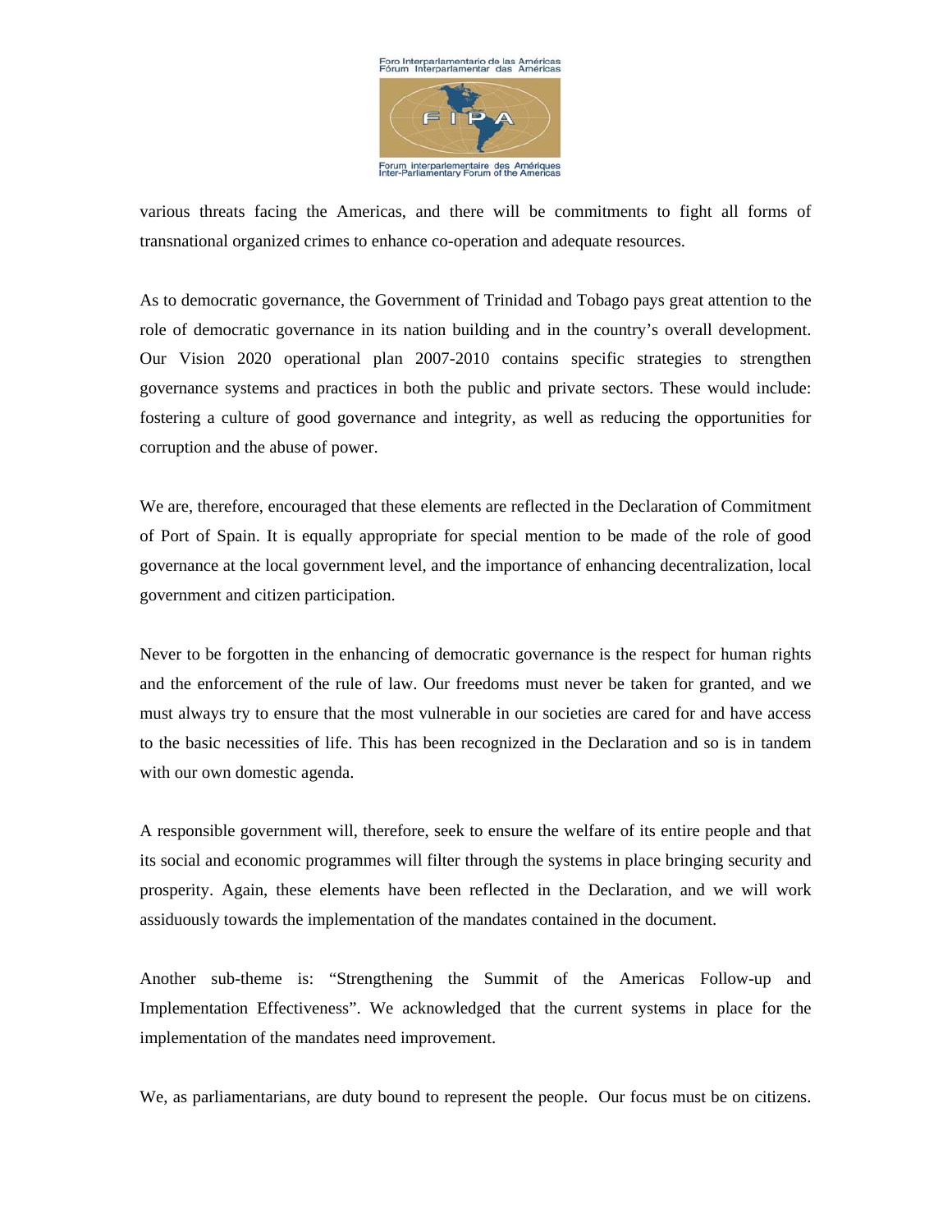various threats facing the Americas, and there will be commitments to fight all forms of transnational organized crimes to enhance co-operation and adequate resources.

As to democratic governance, the Government of Trinidad and Tobago pays great attention to the role of democratic governance in its nation building and in the country's overall development. Our Vision 2020 operational plan 2007-2010 contains specific strategies to strengthen governance systems and practices in both the public and private sectors. These would include: fostering a culture of good governance and integrity, as well as reducing the opportunities for corruption and the abuse of power.

We are, therefore, encouraged that these elements are reflected in the Declaration of Commitment of Port of Spain. It is equally appropriate for special mention to be made of the role of good governance at the local government level, and the importance of enhancing decentralization, local government and citizen participation.

Never to be forgotten in the enhancing of democratic governance is the respect for human rights and the enforcement of the rule of law. Our freedoms must never be taken for granted, and we must always try to ensure that the most vulnerable in our societies are cared for and have access to the basic necessities of life. This has been recognized in the Declaration and so is in tandem with our own domestic agenda.

A responsible government will, therefore, seek to ensure the welfare of its entire people and that its social and economic programmes will filter through the systems in place bringing security and prosperity. Again, these elements have been reflected in the Declaration, and we will work assiduously towards the implementation of the mandates contained in the document.

Another sub-theme is: "Strengthening the Summit of the Americas Follow-up and Implementation Effectiveness". We acknowledged that the current systems in place for the implementation of the mandates need improvement.

We, as parliamentarians, are duty bound to represent the people. Our focus must be on citizens.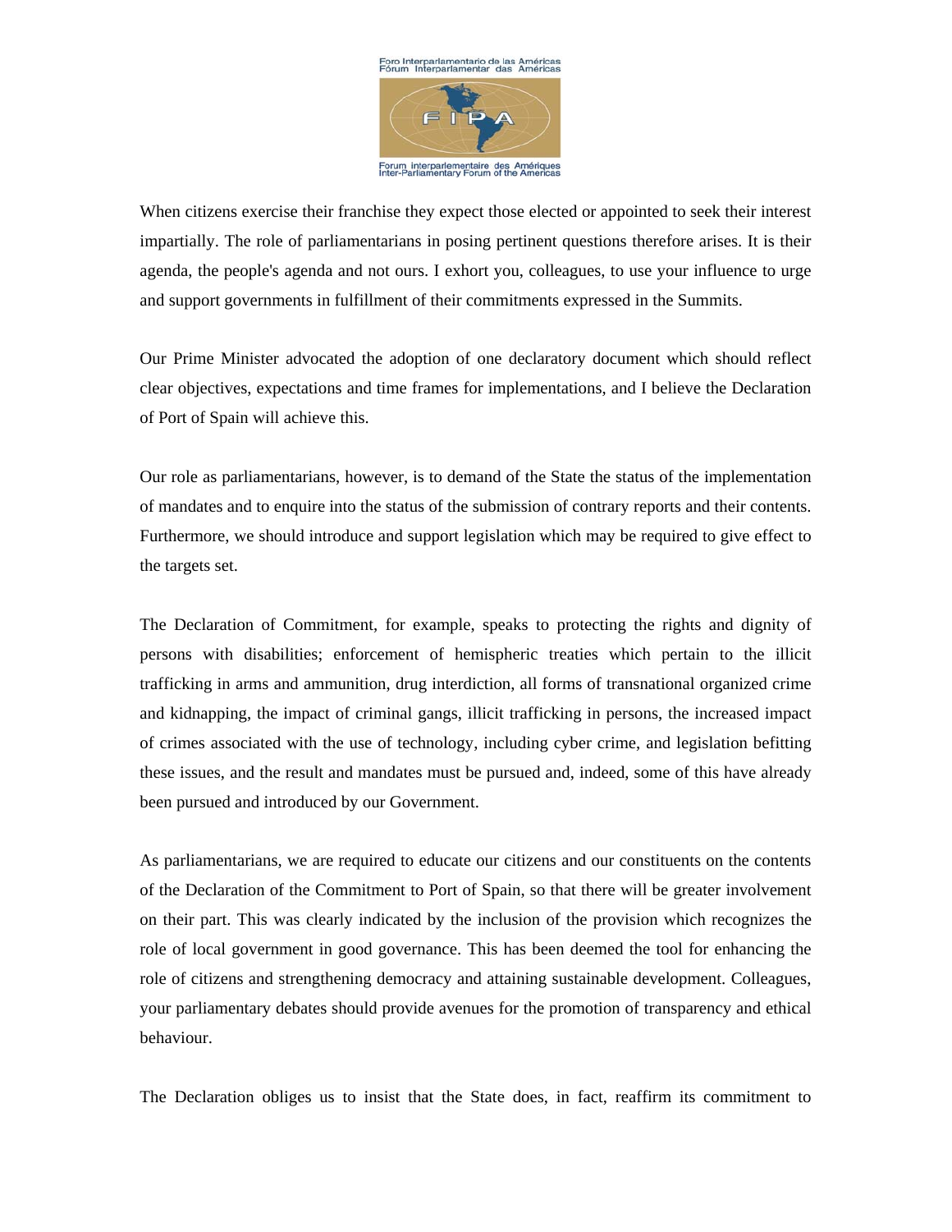When citizens exercise their franchise they expect those elected or appointed to seek their interest impartially. The role of parliamentarians in posing pertinent questions therefore arises. It is their agenda, the people's agenda and not ours. I exhort you, colleagues, to use your influence to urge and support governments in fulfillment of their commitments expressed in the Summits.

Our Prime Minister advocated the adoption of one declaratory document which should reflect clear objectives, expectations and time frames for implementations, and I believe the Declaration of Port of Spain will achieve this.

Our role as parliamentarians, however, is to demand of the State the status of the implementation of mandates and to enquire into the status of the submission of contrary reports and their contents. Furthermore, we should introduce and support legislation which may be required to give effect to the targets set.

The Declaration of Commitment, for example, speaks to protecting the rights and dignity of persons with disabilities; enforcement of hemispheric treaties which pertain to the illicit trafficking in arms and ammunition, drug interdiction, all forms of transnational organized crime and kidnapping, the impact of criminal gangs, illicit trafficking in persons, the increased impact of crimes associated with the use of technology, including cyber crime, and legislation befitting these issues, and the result and mandates must be pursued and, indeed, some of this have already been pursued and introduced by our Government.

As parliamentarians, we are required to educate our citizens and our constituents on the contents of the Declaration of the Commitment to Port of Spain, so that there will be greater involvement on their part. This was clearly indicated by the inclusion of the provision which recognizes the role of local government in good governance. This has been deemed the tool for enhancing the role of citizens and strengthening democracy and attaining sustainable development. Colleagues, your parliamentary debates should provide avenues for the promotion of transparency and ethical behaviour.

The Declaration obliges us to insist that the State does, in fact, reaffirm its commitment to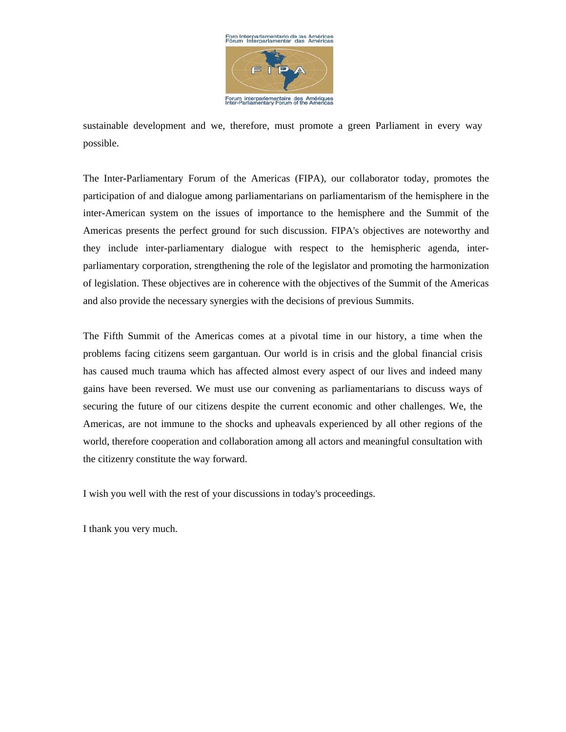sustainable development and we, therefore, must promote a green Parliament in every way possible.

The Inter-Parliamentary Forum of the Americas (FIPA), our collaborator today, promotes the participation of and dialogue among parliamentarians on parliamentarism of the hemisphere in the inter-American system on the issues of importance to the hemisphere and the Summit of the Americas presents the perfect ground for such discussion. FIPA's objectives are noteworthy and they include inter-parliamentary dialogue with respect to the hemispheric agenda, inter-parliamentary corporation, strengthening the role of the legislator and promoting the harmonization of legislation. These objectives are in coherence with the objectives of the Summit of the Americas and also provide the necessary synergies with the decisions of previous Summits.

The Fifth Summit of the Americas comes at a pivotal time in our history, a time when the problems facing citizens seem gargantuan. Our world is in crisis and the global financial crisis has caused much trauma which has affected almost every aspect of our lives and indeed many gains have been reversed. We must use our convening as parliamentarians to discuss ways of securing the future of our citizens despite the current economic and other challenges. We, the Americas, are not immune to the shocks and upheavals experienced by all other regions of the world, therefore cooperation and collaboration among all actors and meaningful consultation with the citizenry constitute the way forward.

I wish you well with the rest of your discussions in today's proceedings.

I thank you very much.